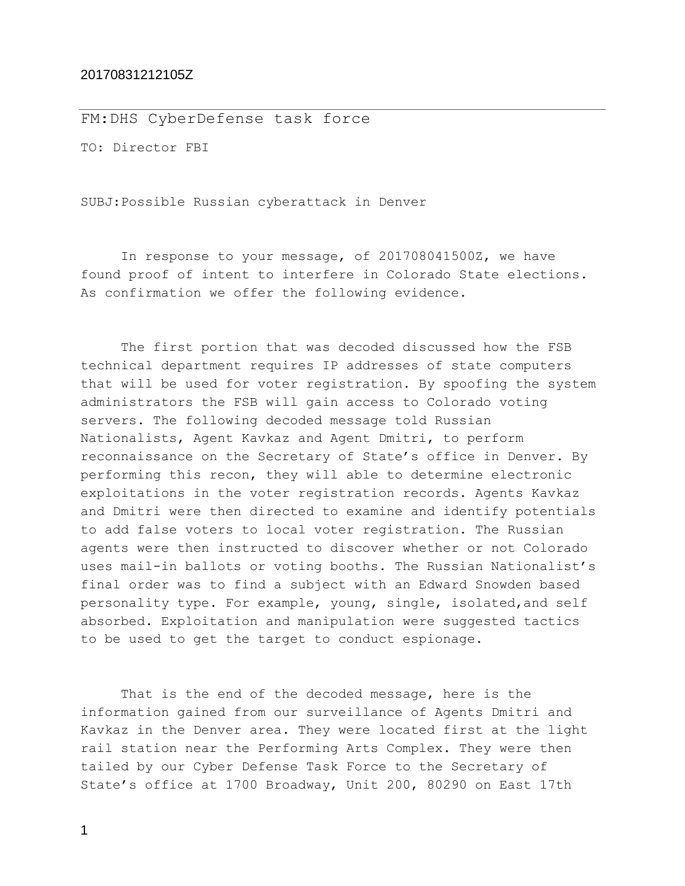20170831212105Z

FM:DHS CyberDefense task force

TO: Director FBI

SUBJ:Possible Russian cyberattack in Denver

In response to your message, of 201708041500Z, we have found proof of intent to interfere in Colorado State elections. As confirmation we offer the following evidence.

The first portion that was decoded discussed how the FSB technical department requires IP addresses of state computers that will be used for voter registration. By spoofing the system administrators the FSB will gain access to Colorado voting servers. The following decoded message told Russian Nationalists, Agent Kavkaz and Agent Dmitri, to perform reconnaissance on the Secretary of State's office in Denver. By performing this recon, they will able to determine electronic exploitations in the voter registration records. Agents Kavkaz and Dmitri were then directed to examine and identify potentials to add false voters to local voter registration. The Russian agents were then instructed to discover whether or not Colorado uses mail-in ballots or voting booths. The Russian Nationalist's final order was to find a subject with an Edward Snowden based personality type. For example, young, single, isolated,and self absorbed. Exploitation and manipulation were suggested tactics to be used to get the target to conduct espionage.

That is the end of the decoded message, here is the information gained from our surveillance of Agents Dmitri and Kavkaz in the Denver area. They were located first at the light rail station near the Performing Arts Complex. They were then tailed by our Cyber Defense Task Force to the Secretary of State's office at 1700 Broadway, Unit 200, 80290 on East 17th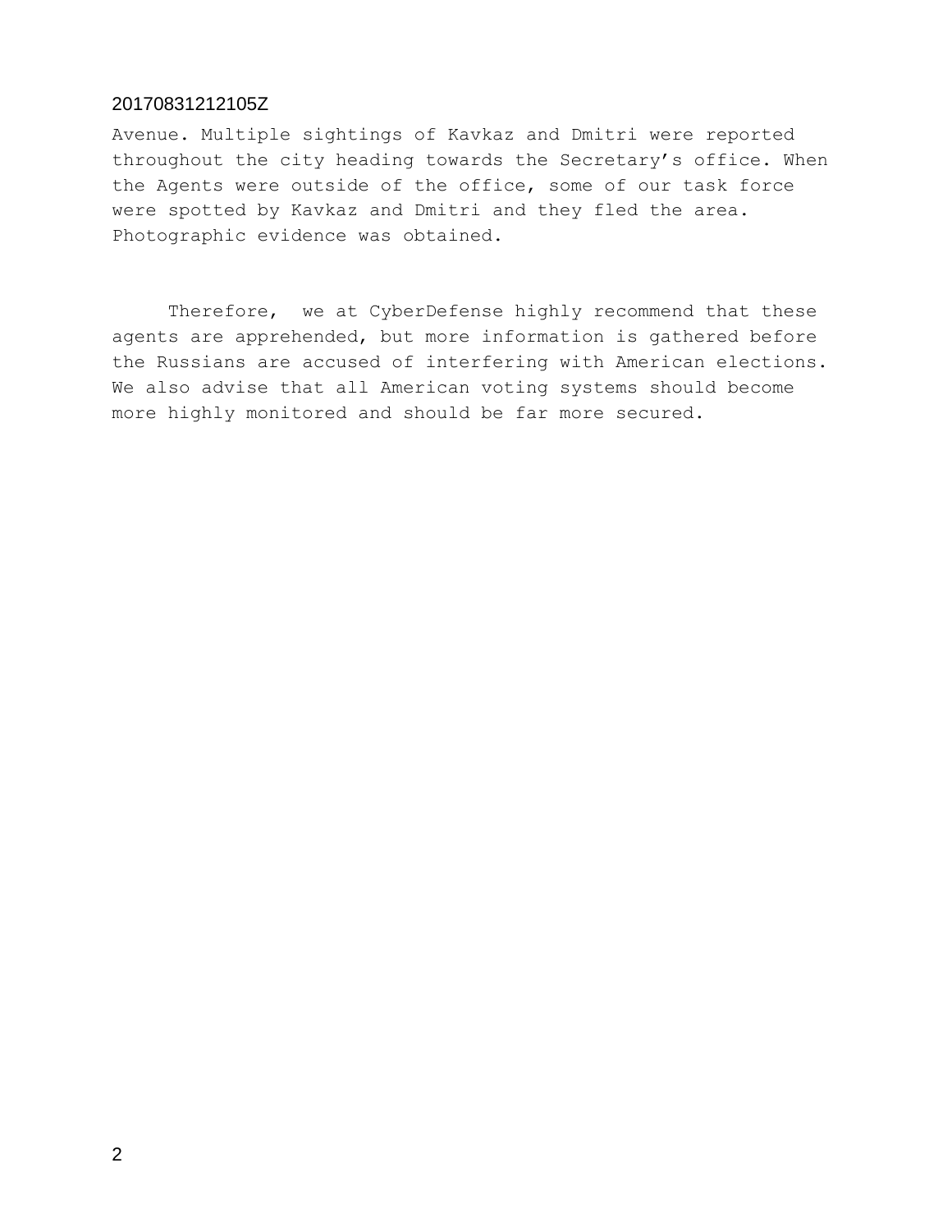Avenue. Multiple sightings of Kavkaz and Dmitri were reported throughout the city heading towards the Secretary's office. When the Agents were outside of the office, some of our task force were spotted by Kavkaz and Dmitri and they fled the area. Photographic evidence was obtained.

Therefore, we at CyberDefense highly recommend that these agents are apprehended, but more information is gathered before the Russians are accused of interfering with American elections. We also advise that all American voting systems should become more highly monitored and should be far more secured.